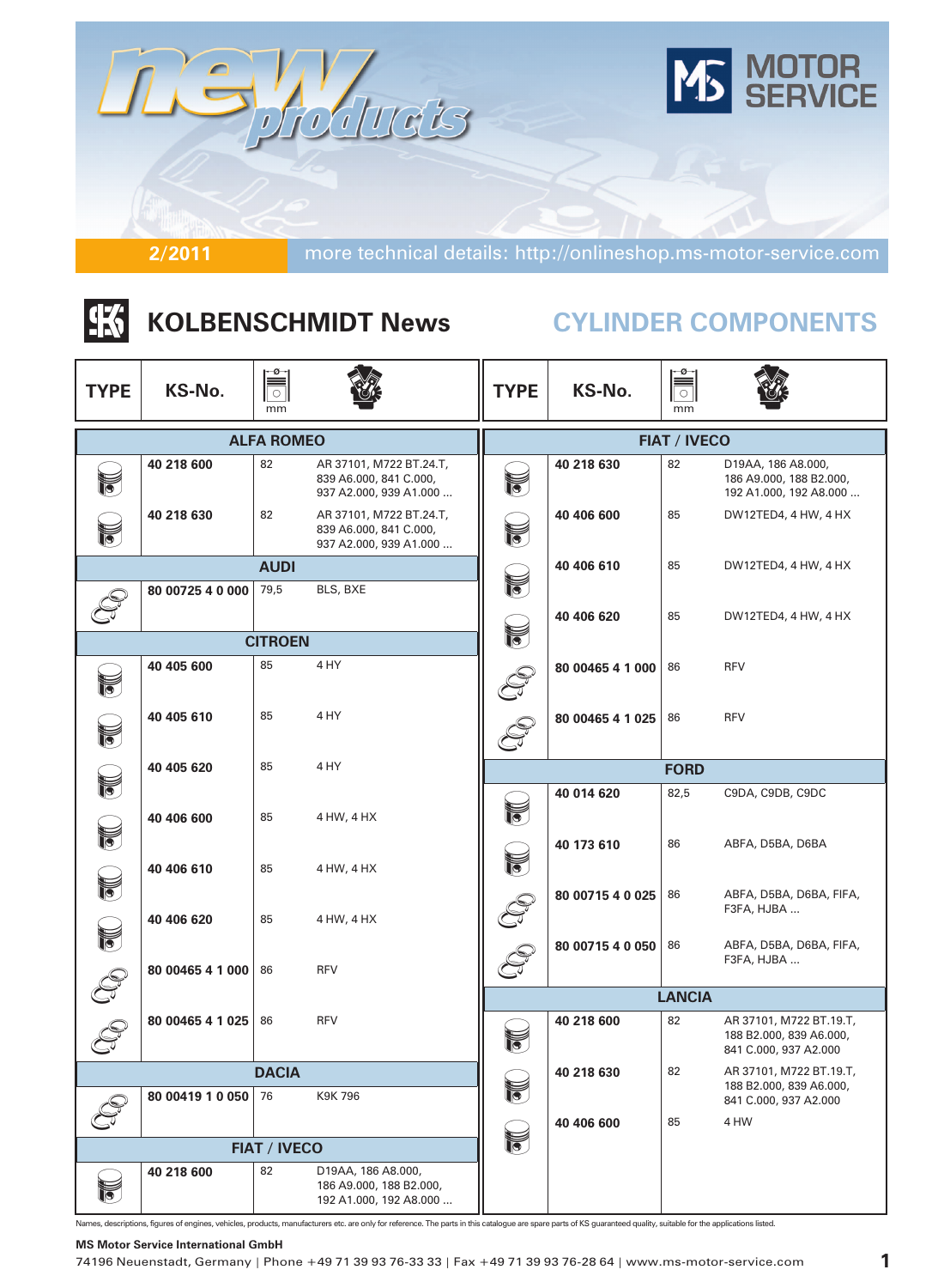# new products

MS MOTOR SERVICE

2/2011 more technical details: http://onlineshop.ms-motor-service.com

## KOLBENSCHMIDT News

## CYLINDER COMPONENTS

| TYPE | KS-No. | mm | |
|---|---|---|---|
| **ALFA ROMEO** | | | |
| | **40 218 600** | 82 | AR 37101, M722 BT.24.T, 839 A6.000, 841 C.000, 937 A2.000, 939 A1.000 ... |
| | **40 218 630** | 82 | AR 37101, M722 BT.24.T, 839 A6.000, 841 C.000, 937 A2.000, 939 A1.000 ... |
| **AUDI** | | | |
| | **80 00725 4 0 000** | 79,5 | BLS, BXE |
| **CITROEN** | | | |
| | **40 405 600** | 85 | 4 HY |
| | **40 405 610** | 85 | 4 HY |
| | **40 405 620** | 85 | 4 HY |
| | **40 406 600** | 85 | 4 HW, 4 HX |
| | **40 406 610** | 85 | 4 HW, 4 HX |
| | **40 406 620** | 85 | 4 HW, 4 HX |
| | **80 00465 4 1 000** | 86 | RFV |
| | **80 00465 4 1 025** | 86 | RFV |
| **DACIA** | | | |
| | **80 00419 1 0 050** | 76 | K9K 796 |
| **FIAT / IVECO** | | | |
| | **40 218 600** | 82 | D19AA, 186 A8.000, 186 A9.000, 188 B2.000, 192 A1.000, 192 A8.000 ... |
| | **40 218 630** | 82 | D19AA, 186 A8.000, 186 A9.000, 188 B2.000, 192 A1.000, 192 A8.000 ... |
| | **40 406 600** | 85 | DW12TED4, 4 HW, 4 HX |
| | **40 406 610** | 85 | DW12TED4, 4 HW, 4 HX |
| | **40 406 620** | 85 | DW12TED4, 4 HW, 4 HX |
| | **80 00465 4 1 000** | 86 | RFV |
| | **80 00465 4 1 025** | 86 | RFV |
| **FORD** | | | |
| | **40 014 620** | 82,5 | C9DA, C9DB, C9DC |
| | **40 173 610** | 86 | ABFA, D5BA, D6BA |
| | **80 00715 4 0 025** | 86 | ABFA, D5BA, D6BA, FIFA, F3FA, HJBA ... |
| | **80 00715 4 0 050** | 86 | ABFA, D5BA, D6BA, FIFA, F3FA, HJBA ... |
| **LANCIA** | | | |
| | **40 218 600** | 82 | AR 37101, M722 BT.19.T, 188 B2.000, 839 A6.000, 841 C.000, 937 A2.000 |
| | **40 218 630** | 82 | AR 37101, M722 BT.19.T, 188 B2.000, 839 A6.000, 841 C.000, 937 A2.000 |
| | **40 406 600** | 85 | 4 HW |

Names, descriptions, figures of engines, vehicles, products, manufacturers etc. are only for reference. The parts in this catalogue are spare parts of KS guaranteed quality, suitable for the applications listed.

**MS Motor Service International GmbH**
74196 Neuenstadt, Germany | Phone +49 71 39 93 76-33 33 | Fax +49 71 39 93 76-28 64 | www.ms-motor-service.com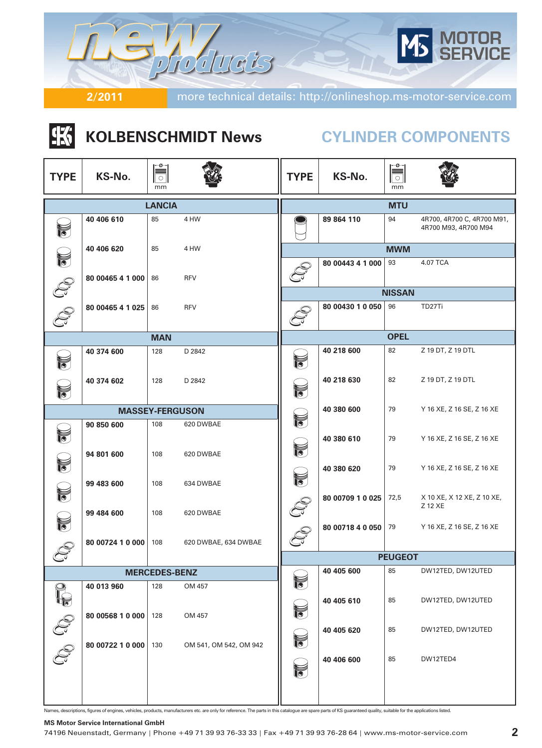new products

2/2011 more technical details: http://onlineshop.ms-motor-service.com

MOTOR SERVICE

## KOLBENSCHMIDT News

## CYLINDER COMPONENTS

| TYPE | KS-No. | mm | Engine |
|---|---|---|---|
| **LANCIA** | | | |
| | **40 406 610** | 85 | 4 HW |
| | **40 406 620** | 85 | 4 HW |
| | **80 00465 4 1 000** | 86 | RFV |
| | **80 00465 4 1 025** | 86 | RFV |
| **MAN** | | | |
| | **40 374 600** | 128 | D 2842 |
| | **40 374 602** | 128 | D 2842 |
| **MASSEY-FERGUSON** | | | |
| | **90 850 600** | 108 | 620 DWBAE |
| | **94 801 600** | 108 | 620 DWBAE |
| | **99 483 600** | 108 | 634 DWBAE |
| | **99 484 600** | 108 | 620 DWBAE |
| | **80 00724 1 0 000** | 108 | 620 DWBAE, 634 DWBAE |
| **MERCEDES-BENZ** | | | |
| | **40 013 960** | 128 | OM 457 |
| | **80 00568 1 0 000** | 128 | OM 457 |
| | **80 00722 1 0 000** | 130 | OM 541, OM 542, OM 942 |
| **MTU** | | | |
| | **89 864 110** | 94 | 4R700, 4R700 C, 4R700 M91, 4R700 M93, 4R700 M94 |
| **MWM** | | | |
| | **80 00443 4 1 000** | 93 | 4.07 TCA |
| **NISSAN** | | | |
| | **80 00430 1 0 050** | 96 | TD27Ti |
| **OPEL** | | | |
| | **40 218 600** | 82 | Z 19 DT, Z 19 DTL |
| | **40 218 630** | 82 | Z 19 DT, Z 19 DTL |
| | **40 380 600** | 79 | Y 16 XE, Z 16 SE, Z 16 XE |
| | **40 380 610** | 79 | Y 16 XE, Z 16 SE, Z 16 XE |
| | **40 380 620** | 79 | Y 16 XE, Z 16 SE, Z 16 XE |
| | **80 00709 1 0 025** | 72,5 | X 10 XE, X 12 XE, Z 10 XE, Z 12 XE |
| | **80 00718 4 0 050** | 79 | Y 16 XE, Z 16 SE, Z 16 XE |
| **PEUGEOT** | | | |
| | **40 405 600** | 85 | DW12TED, DW12UTED |
| | **40 405 610** | 85 | DW12TED, DW12UTED |
| | **40 405 620** | 85 | DW12TED, DW12UTED |
| | **40 406 600** | 85 | DW12TED4 |

Names, descriptions, figures of engines, vehicles, products, manufacturers etc. are only for reference. The parts in this catalogue are spare parts of KS guaranteed quality, suitable for the applications listed.

**MS Motor Service International GmbH**
74196 Neuenstadt, Germany | Phone +49 71 39 93 76-33 33 | Fax +49 71 39 93 76-28 64 | www.ms-motor-service.com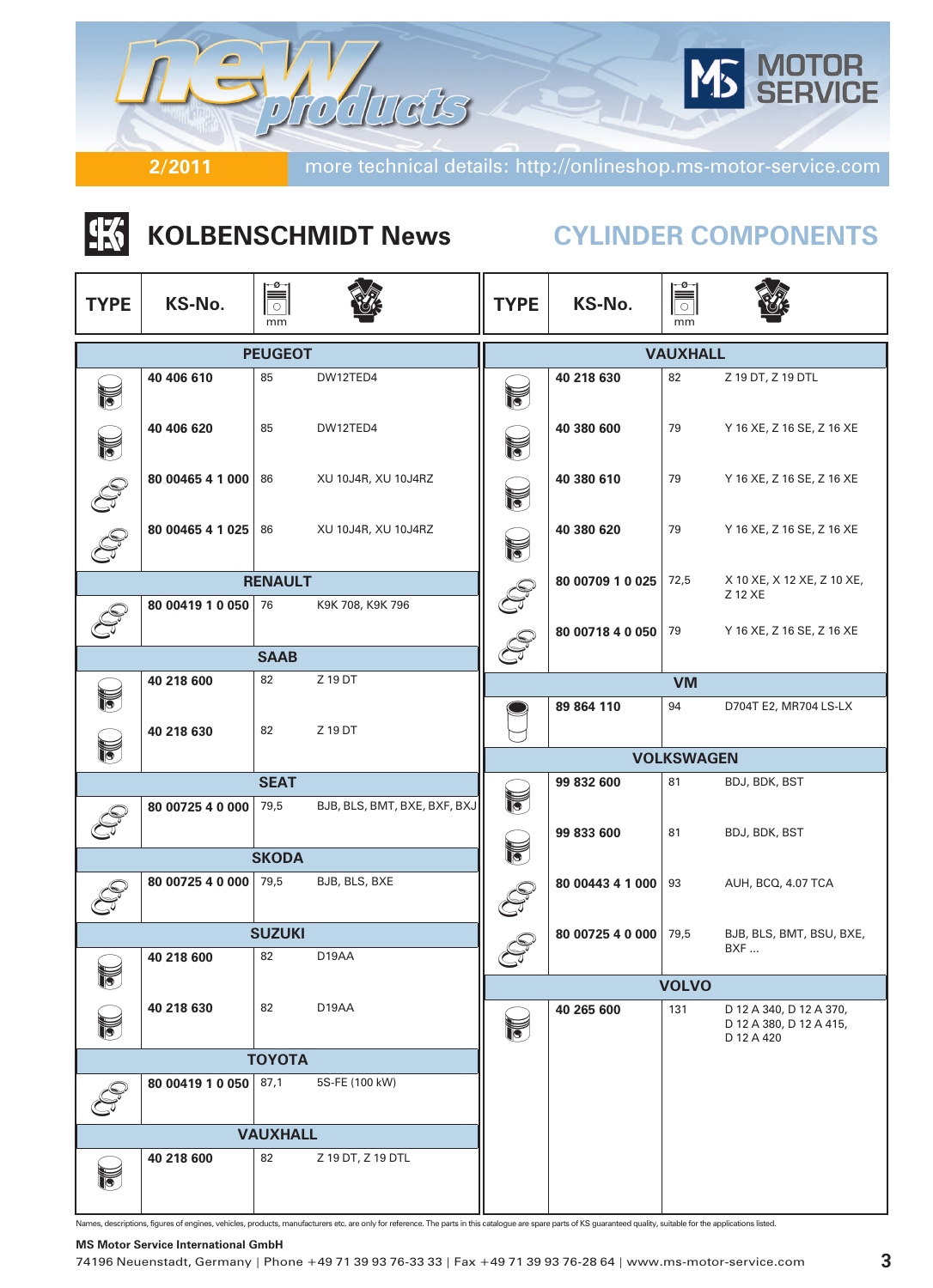new products

2/2011 more technical details: http://onlineshop.ms-motor-service.com

MOTOR SERVICE

## KOLBENSCHMIDT News

## CYLINDER COMPONENTS

| TYPE | KS-No. | mm | Engine |
|---|---|---|---|
| **PEUGEOT** | | | |
| | **40 406 610** | 85 | DW12TED4 |
| | **40 406 620** | 85 | DW12TED4 |
| | **80 00465 4 1 000** | 86 | XU 10J4R, XU 10J4RZ |
| | **80 00465 4 1 025** | 86 | XU 10J4R, XU 10J4RZ |
| **RENAULT** | | | |
| | **80 00419 1 0 050** | 76 | K9K 708, K9K 796 |
| **SAAB** | | | |
| | **40 218 600** | 82 | Z 19 DT |
| | **40 218 630** | 82 | Z 19 DT |
| **SEAT** | | | |
| | **80 00725 4 0 000** | 79,5 | BJB, BLS, BMT, BXE, BXF, BXJ |
| **SKODA** | | | |
| | **80 00725 4 0 000** | 79,5 | BJB, BLS, BXE |
| **SUZUKI** | | | |
| | **40 218 600** | 82 | D19AA |
| | **40 218 630** | 82 | D19AA |
| **TOYOTA** | | | |
| | **80 00419 1 0 050** | 87,1 | 5S-FE (100 kW) |
| **VAUXHALL** | | | |
| | **40 218 600** | 82 | Z 19 DT, Z 19 DTL |
| | **40 218 630** | 82 | Z 19 DT, Z 19 DTL |
| | **40 380 600** | 79 | Y 16 XE, Z 16 SE, Z 16 XE |
| | **40 380 610** | 79 | Y 16 XE, Z 16 SE, Z 16 XE |
| | **40 380 620** | 79 | Y 16 XE, Z 16 SE, Z 16 XE |
| | **80 00709 1 0 025** | 72,5 | X 10 XE, X 12 XE, Z 10 XE, Z 12 XE |
| | **80 00718 4 0 050** | 79 | Y 16 XE, Z 16 SE, Z 16 XE |
| **VM** | | | |
| | **89 864 110** | 94 | D704T E2, MR704 LS-LX |
| **VOLKSWAGEN** | | | |
| | **99 832 600** | 81 | BDJ, BDK, BST |
| | **99 833 600** | 81 | BDJ, BDK, BST |
| | **80 00443 4 1 000** | 93 | AUH, BCQ, 4.07 TCA |
| | **80 00725 4 0 000** | 79,5 | BJB, BLS, BMT, BSU, BXE, BXF ... |
| **VOLVO** | | | |
| | **40 265 600** | 131 | D 12 A 340, D 12 A 370, D 12 A 380, D 12 A 415, D 12 A 420 |

Names, descriptions, figures of engines, vehicles, products, manufacturers etc. are only for reference. The parts in this catalogue are spare parts of KS guaranteed quality, suitable for the applications listed.

**MS Motor Service International GmbH**
74196 Neuenstadt, Germany | Phone +49 71 39 93 76-33 33 | Fax +49 71 39 93 76-28 64 | www.ms-motor-service.com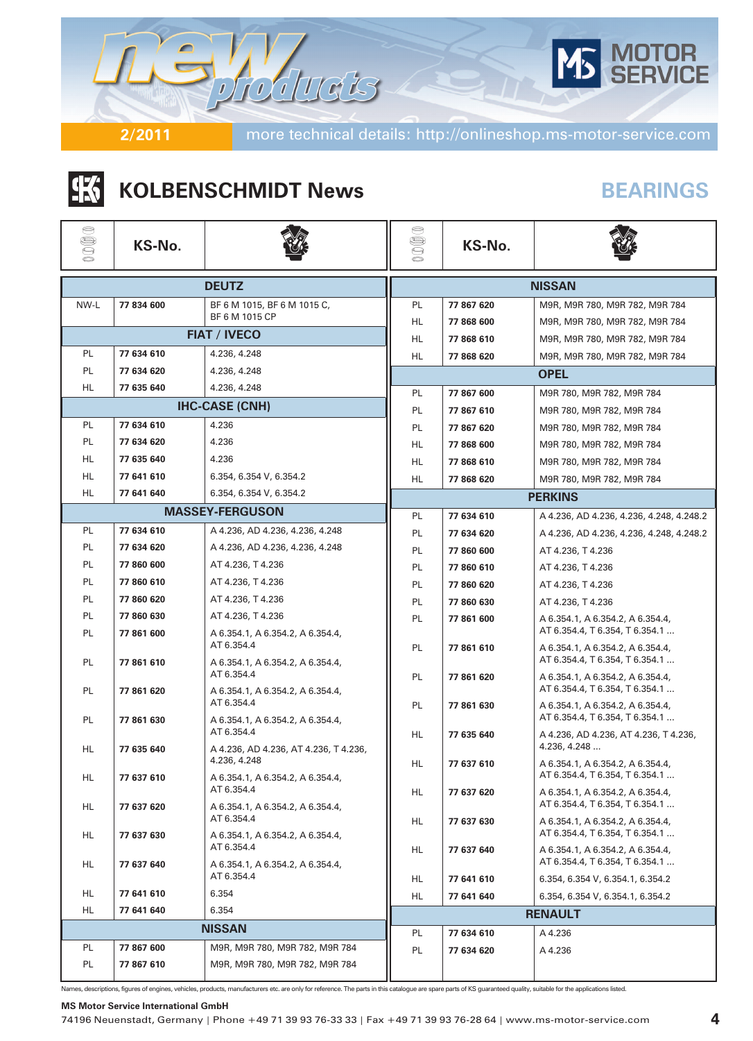2/2011 more technical details: http://onlineshop.ms-motor-service.com

## KOLBENSCHMIDT News

## BEARINGS

| | KS-No. | |
|---|---|---|
| **DEUTZ** | | |
| NW-L | **77 834 600** | BF 6 M 1015, BF 6 M 1015 C, BF 6 M 1015 CP |
| **FIAT / IVECO** | | |
| PL | **77 634 610** | 4.236, 4.248 |
| PL | **77 634 620** | 4.236, 4.248 |
| HL | **77 635 640** | 4.236, 4.248 |
| **IHC-CASE (CNH)** | | |
| PL | **77 634 610** | 4.236 |
| PL | **77 634 620** | 4.236 |
| HL | **77 635 640** | 4.236 |
| HL | **77 641 610** | 6.354, 6.354 V, 6.354.2 |
| HL | **77 641 640** | 6.354, 6.354 V, 6.354.2 |
| **MASSEY-FERGUSON** | | |
| PL | **77 634 610** | A 4.236, AD 4.236, 4.236, 4.248 |
| PL | **77 634 620** | A 4.236, AD 4.236, 4.236, 4.248 |
| PL | **77 860 600** | AT 4.236, T 4.236 |
| PL | **77 860 610** | AT 4.236, T 4.236 |
| PL | **77 860 620** | AT 4.236, T 4.236 |
| PL | **77 860 630** | AT 4.236, T 4.236 |
| PL | **77 861 600** | A 6.354.1, A 6.354.2, A 6.354.4, AT 6.354.4 |
| PL | **77 861 610** | A 6.354.1, A 6.354.2, A 6.354.4, AT 6.354.4 |
| PL | **77 861 620** | A 6.354.1, A 6.354.2, A 6.354.4, AT 6.354.4 |
| PL | **77 861 630** | A 6.354.1, A 6.354.2, A 6.354.4, AT 6.354.4 |
| HL | **77 635 640** | A 4.236, AD 4.236, AT 4.236, T 4.236, 4.236, 4.248 |
| HL | **77 637 610** | A 6.354.1, A 6.354.2, A 6.354.4, AT 6.354.4 |
| HL | **77 637 620** | A 6.354.1, A 6.354.2, A 6.354.4, AT 6.354.4 |
| HL | **77 637 630** | A 6.354.1, A 6.354.2, A 6.354.4, AT 6.354.4 |
| HL | **77 637 640** | A 6.354.1, A 6.354.2, A 6.354.4, AT 6.354.4 |
| HL | **77 641 610** | 6.354 |
| HL | **77 641 640** | 6.354 |
| **NISSAN** | | |
| PL | **77 867 600** | M9R, M9R 780, M9R 782, M9R 784 |
| PL | **77 867 610** | M9R, M9R 780, M9R 782, M9R 784 |
| PL | **77 867 620** | M9R, M9R 780, M9R 782, M9R 784 |
| HL | **77 868 600** | M9R, M9R 780, M9R 782, M9R 784 |
| HL | **77 868 610** | M9R, M9R 780, M9R 782, M9R 784 |
| HL | **77 868 620** | M9R, M9R 780, M9R 782, M9R 784 |
| **OPEL** | | |
| PL | **77 867 600** | M9R 780, M9R 782, M9R 784 |
| PL | **77 867 610** | M9R 780, M9R 782, M9R 784 |
| PL | **77 867 620** | M9R 780, M9R 782, M9R 784 |
| HL | **77 868 600** | M9R 780, M9R 782, M9R 784 |
| HL | **77 868 610** | M9R 780, M9R 782, M9R 784 |
| HL | **77 868 620** | M9R 780, M9R 782, M9R 784 |
| **PERKINS** | | |
| PL | **77 634 610** | A 4.236, AD 4.236, 4.236, 4.248, 4.248.2 |
| PL | **77 634 620** | A 4.236, AD 4.236, 4.236, 4.248, 4.248.2 |
| PL | **77 860 600** | AT 4.236, T 4.236 |
| PL | **77 860 610** | AT 4.236, T 4.236 |
| PL | **77 860 620** | AT 4.236, T 4.236 |
| PL | **77 860 630** | AT 4.236, T 4.236 |
| PL | **77 861 600** | A 6.354.1, A 6.354.2, A 6.354.4, AT 6.354.4, T 6.354, T 6.354.1 ... |
| PL | **77 861 610** | A 6.354.1, A 6.354.2, A 6.354.4, AT 6.354.4, T 6.354, T 6.354.1 ... |
| PL | **77 861 620** | A 6.354.1, A 6.354.2, A 6.354.4, AT 6.354.4, T 6.354, T 6.354.1 ... |
| PL | **77 861 630** | A 6.354.1, A 6.354.2, A 6.354.4, AT 6.354.4, T 6.354, T 6.354.1 ... |
| HL | **77 635 640** | A 4.236, AD 4.236, AT 4.236, T 4.236, 4.236, 4.248 ... |
| HL | **77 637 610** | A 6.354.1, A 6.354.2, A 6.354.4, AT 6.354.4, T 6.354, T 6.354.1 ... |
| HL | **77 637 620** | A 6.354.1, A 6.354.2, A 6.354.4, AT 6.354.4, T 6.354, T 6.354.1 ... |
| HL | **77 637 630** | A 6.354.1, A 6.354.2, A 6.354.4, AT 6.354.4, T 6.354, T 6.354.1 ... |
| HL | **77 637 640** | A 6.354.1, A 6.354.2, A 6.354.4, AT 6.354.4, T 6.354, T 6.354.1 ... |
| HL | **77 641 610** | 6.354, 6.354 V, 6.354.1, 6.354.2 |
| HL | **77 641 640** | 6.354, 6.354 V, 6.354.1, 6.354.2 |
| **RENAULT** | | |
| PL | **77 634 610** | A 4.236 |
| PL | **77 634 620** | A 4.236 |

Names, descriptions, figures of engines, vehicles, products, manufacturers etc. are only for reference. The parts in this catalogue are spare parts of KS guaranteed quality, suitable for the applications listed.

**MS Motor Service International GmbH**
74196 Neuenstadt, Germany | Phone +49 71 39 93 76-33 33 | Fax +49 71 39 93 76-28 64 | www.ms-motor-service.com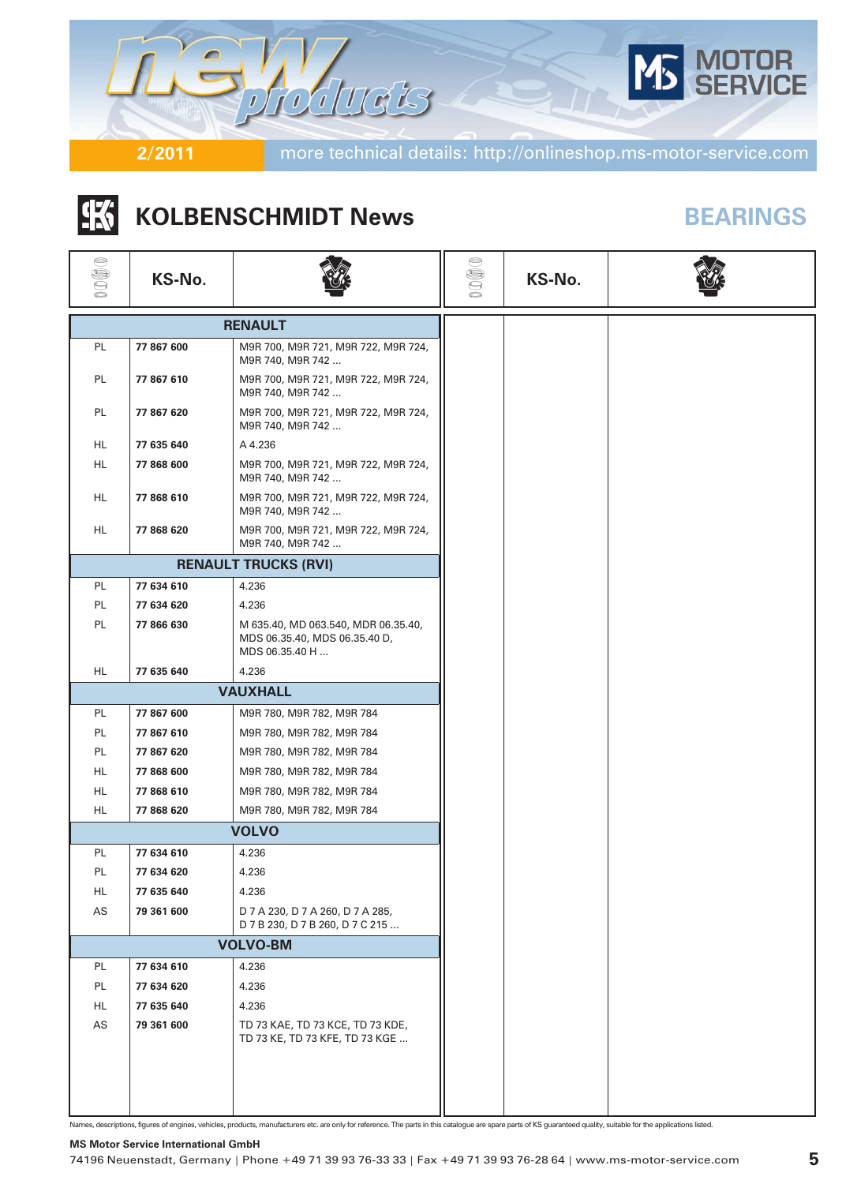new products

2/2011 more technical details: http://onlineshop.ms-motor-service.com

MOTOR SERVICE

## KOLBENSCHMIDT News

### BEARINGS

| | KS-No. | |
|---|---|---|
| **RENAULT** | | |
| PL | **77 867 600** | M9R 700, M9R 721, M9R 722, M9R 724, M9R 740, M9R 742 ... |
| PL | **77 867 610** | M9R 700, M9R 721, M9R 722, M9R 724, M9R 740, M9R 742 ... |
| PL | **77 867 620** | M9R 700, M9R 721, M9R 722, M9R 724, M9R 740, M9R 742 ... |
| HL | **77 635 640** | A 4.236 |
| HL | **77 868 600** | M9R 700, M9R 721, M9R 722, M9R 724, M9R 740, M9R 742 ... |
| HL | **77 868 610** | M9R 700, M9R 721, M9R 722, M9R 724, M9R 740, M9R 742 ... |
| HL | **77 868 620** | M9R 700, M9R 721, M9R 722, M9R 724, M9R 740, M9R 742 ... |
| **RENAULT TRUCKS (RVI)** | | |
| PL | **77 634 610** | 4.236 |
| PL | **77 634 620** | 4.236 |
| PL | **77 866 630** | M 635.40, MD 063.540, MDR 06.35.40, MDS 06.35.40, MDS 06.35.40 D, MDS 06.35.40 H ... |
| HL | **77 635 640** | 4.236 |
| **VAUXHALL** | | |
| PL | **77 867 600** | M9R 780, M9R 782, M9R 784 |
| PL | **77 867 610** | M9R 780, M9R 782, M9R 784 |
| PL | **77 867 620** | M9R 780, M9R 782, M9R 784 |
| HL | **77 868 600** | M9R 780, M9R 782, M9R 784 |
| HL | **77 868 610** | M9R 780, M9R 782, M9R 784 |
| HL | **77 868 620** | M9R 780, M9R 782, M9R 784 |
| **VOLVO** | | |
| PL | **77 634 610** | 4.236 |
| PL | **77 634 620** | 4.236 |
| HL | **77 635 640** | 4.236 |
| AS | **79 361 600** | D 7 A 230, D 7 A 260, D 7 A 285, D 7 B 230, D 7 B 260, D 7 C 215 ... |
| **VOLVO-BM** | | |
| PL | **77 634 610** | 4.236 |
| PL | **77 634 620** | 4.236 |
| HL | **77 635 640** | 4.236 |
| AS | **79 361 600** | TD 73 KAE, TD 73 KCE, TD 73 KDE, TD 73 KE, TD 73 KFE, TD 73 KGE ... |

Names, descriptions, figures of engines, vehicles, products, manufacturers etc. are only for reference. The parts in this catalogue are spare parts of KS guaranteed quality, suitable for the applications listed.

**MS Motor Service International GmbH**
74196 Neuenstadt, Germany | Phone +49 71 39 93 76-33 33 | Fax +49 71 39 93 76-28 64 | www.ms-motor-service.com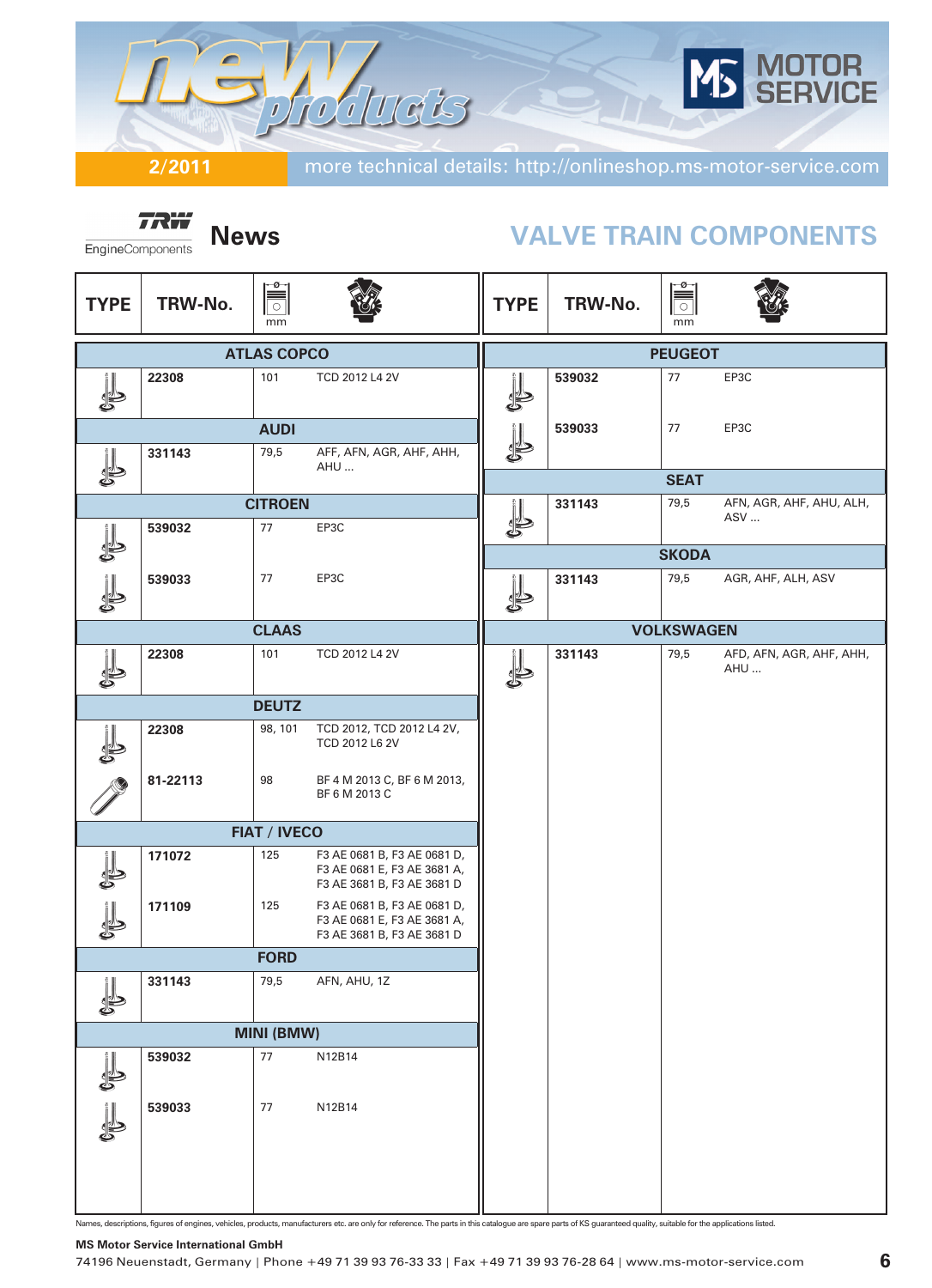# new products

**2/2011** more technical details: http://onlineshop.ms-motor-service.com

MOTOR SERVICE

TRW EngineComponents **News**

## VALVE TRAIN COMPONENTS

| TYPE | TRW-No. | mm | Engine |
|---|---|---|---|
| **ATLAS COPCO** | | | |
| | **22308** | 101 | TCD 2012 L4 2V |
| **AUDI** | | | |
| | **331143** | 79,5 | AFF, AFN, AGR, AHF, AHH, AHU ... |
| **CITROEN** | | | |
| | **539032** | 77 | EP3C |
| | **539033** | 77 | EP3C |
| **CLAAS** | | | |
| | **22308** | 101 | TCD 2012 L4 2V |
| **DEUTZ** | | | |
| | **22308** | 98, 101 | TCD 2012, TCD 2012 L4 2V, TCD 2012 L6 2V |
| | **81-22113** | 98 | BF 4 M 2013 C, BF 6 M 2013, BF 6 M 2013 C |
| **FIAT / IVECO** | | | |
| | **171072** | 125 | F3 AE 0681 B, F3 AE 0681 D, F3 AE 0681 E, F3 AE 3681 A, F3 AE 3681 B, F3 AE 3681 D |
| | **171109** | 125 | F3 AE 0681 B, F3 AE 0681 D, F3 AE 0681 E, F3 AE 3681 A, F3 AE 3681 B, F3 AE 3681 D |
| **FORD** | | | |
| | **331143** | 79,5 | AFN, AHU, 1Z |
| **MINI (BMW)** | | | |
| | **539032** | 77 | N12B14 |
| | **539033** | 77 | N12B14 |
| **PEUGEOT** | | | |
| | **539032** | 77 | EP3C |
| | **539033** | 77 | EP3C |
| **SEAT** | | | |
| | **331143** | 79,5 | AFN, AGR, AHF, AHU, ALH, ASV ... |
| **SKODA** | | | |
| | **331143** | 79,5 | AGR, AHF, ALH, ASV |
| **VOLKSWAGEN** | | | |
| | **331143** | 79,5 | AFD, AFN, AGR, AHF, AHH, AHU ... |

Names, descriptions, figures of engines, vehicles, products, manufacturers etc. are only for reference. The parts in this catalogue are spare parts of KS guaranteed quality, suitable for the applications listed.

**MS Motor Service International GmbH**
74196 Neuenstadt, Germany | Phone +49 71 39 93 76-33 33 | Fax +49 71 39 93 76-28 64 | www.ms-motor-service.com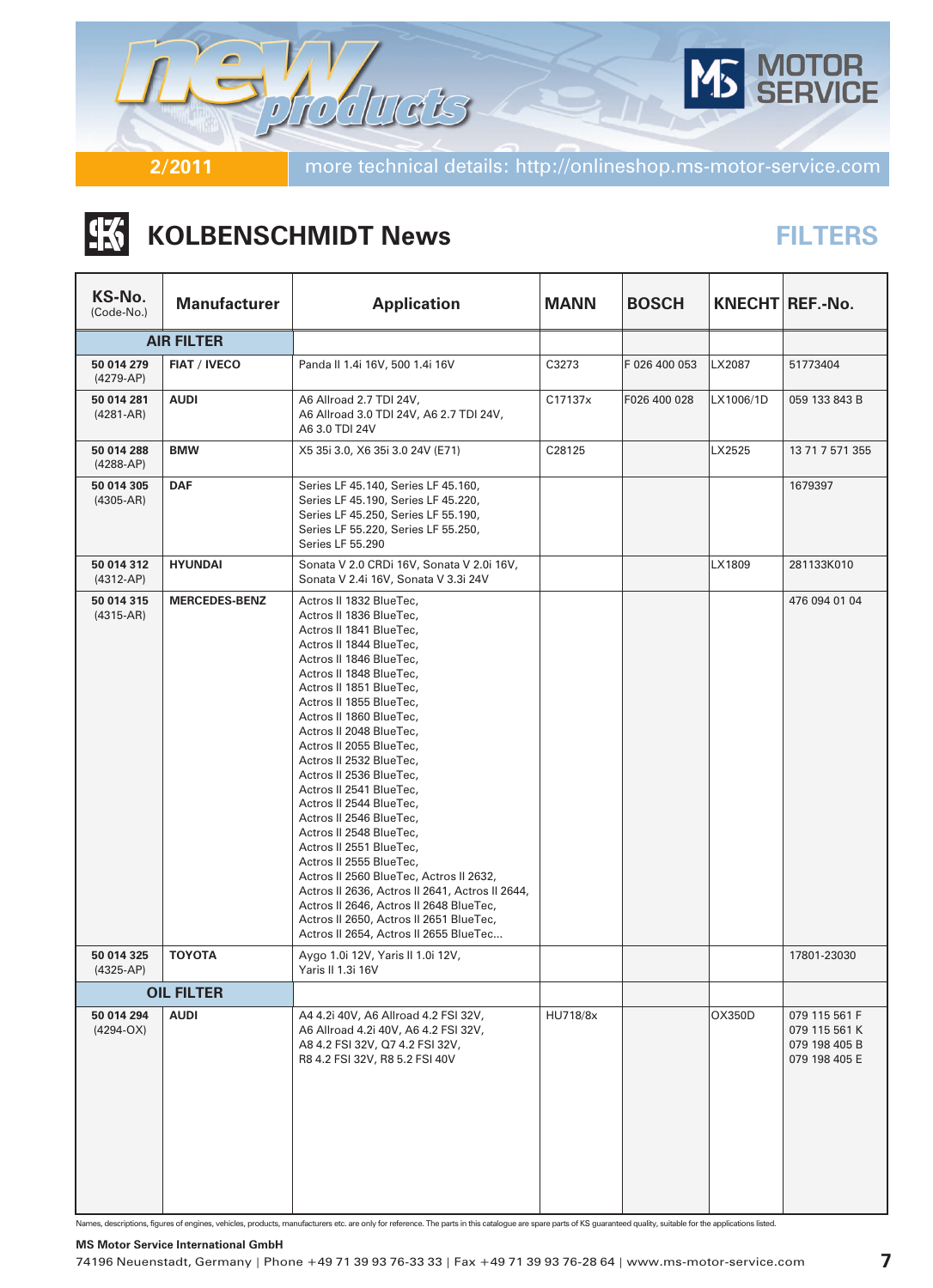new products

MOTOR SERVICE

2/2011 more technical details: http://onlineshop.ms-motor-service.com

# KOLBENSCHMIDT News

## FILTERS

| KS-No. (Code-No.) | Manufacturer | Application | MANN | BOSCH | KNECHT | REF.-No. |
|---|---|---|---|---|---|---|
| **AIR FILTER** | | | | | | |
| **50 014 279** (4279-AP) | **FIAT / IVECO** | Panda II 1.4i 16V, 500 1.4i 16V | C3273 | F 026 400 053 | LX2087 | 51773404 |
| **50 014 281** (4281-AR) | **AUDI** | A6 Allroad 2.7 TDI 24V, A6 Allroad 3.0 TDI 24V, A6 2.7 TDI 24V, A6 3.0 TDI 24V | C17137x | F026 400 028 | LX1006/1D | 059 133 843 B |
| **50 014 288** (4288-AP) | **BMW** | X5 35i 3.0, X6 35i 3.0 24V (E71) | C28125 | | LX2525 | 13 71 7 571 355 |
| **50 014 305** (4305-AR) | **DAF** | Series LF 45.140, Series LF 45.160, Series LF 45.190, Series LF 45.220, Series LF 45.250, Series LF 55.190, Series LF 55.220, Series LF 55.250, Series LF 55.290 | | | | 1679397 |
| **50 014 312** (4312-AP) | **HYUNDAI** | Sonata V 2.0 CRDi 16V, Sonata V 2.0i 16V, Sonata V 2.4i 16V, Sonata V 3.3i 24V | | | LX1809 | 281133K010 |
| **50 014 315** (4315-AR) | **MERCEDES-BENZ** | Actros II 1832 BlueTec, Actros II 1836 BlueTec, Actros II 1841 BlueTec, Actros II 1844 BlueTec, Actros II 1846 BlueTec, Actros II 1848 BlueTec, Actros II 1851 BlueTec, Actros II 1855 BlueTec, Actros II 1860 BlueTec, Actros II 2048 BlueTec, Actros II 2055 BlueTec, Actros II 2532 BlueTec, Actros II 2536 BlueTec, Actros II 2541 BlueTec, Actros II 2544 BlueTec, Actros II 2546 BlueTec, Actros II 2548 BlueTec, Actros II 2551 BlueTec, Actros II 2555 BlueTec, Actros II 2560 BlueTec, Actros II 2632, Actros II 2636, Actros II 2641, Actros II 2644, Actros II 2646, Actros II 2648 BlueTec, Actros II 2650, Actros II 2651 BlueTec, Actros II 2654, Actros II 2655 BlueTec... | | | | 476 094 01 04 |
| **50 014 325** (4325-AP) | **TOYOTA** | Aygo 1.0i 12V, Yaris II 1.0i 12V, Yaris II 1.3i 16V | | | | 17801-23030 |
| **OIL FILTER** | | | | | | |
| **50 014 294** (4294-OX) | **AUDI** | A4 4.2i 40V, A6 Allroad 4.2 FSI 32V, A6 Allroad 4.2i 40V, A6 4.2 FSI 32V, A8 4.2 FSI 32V, Q7 4.2 FSI 32V, R8 4.2 FSI 32V, R8 5.2 FSI 40V | HU718/8x | | OX350D | 079 115 561 F<br>079 115 561 K<br>079 198 405 B<br>079 198 405 E |

Names, descriptions, figures of engines, vehicles, products, manufacturers etc. are only for reference. The parts in this catalogue are spare parts of KS guaranteed quality, suitable for the applications listed.

**MS Motor Service International GmbH**
74196 Neuenstadt, Germany | Phone +49 71 39 93 76-33 33 | Fax +49 71 39 93 76-28 64 | www.ms-motor-service.com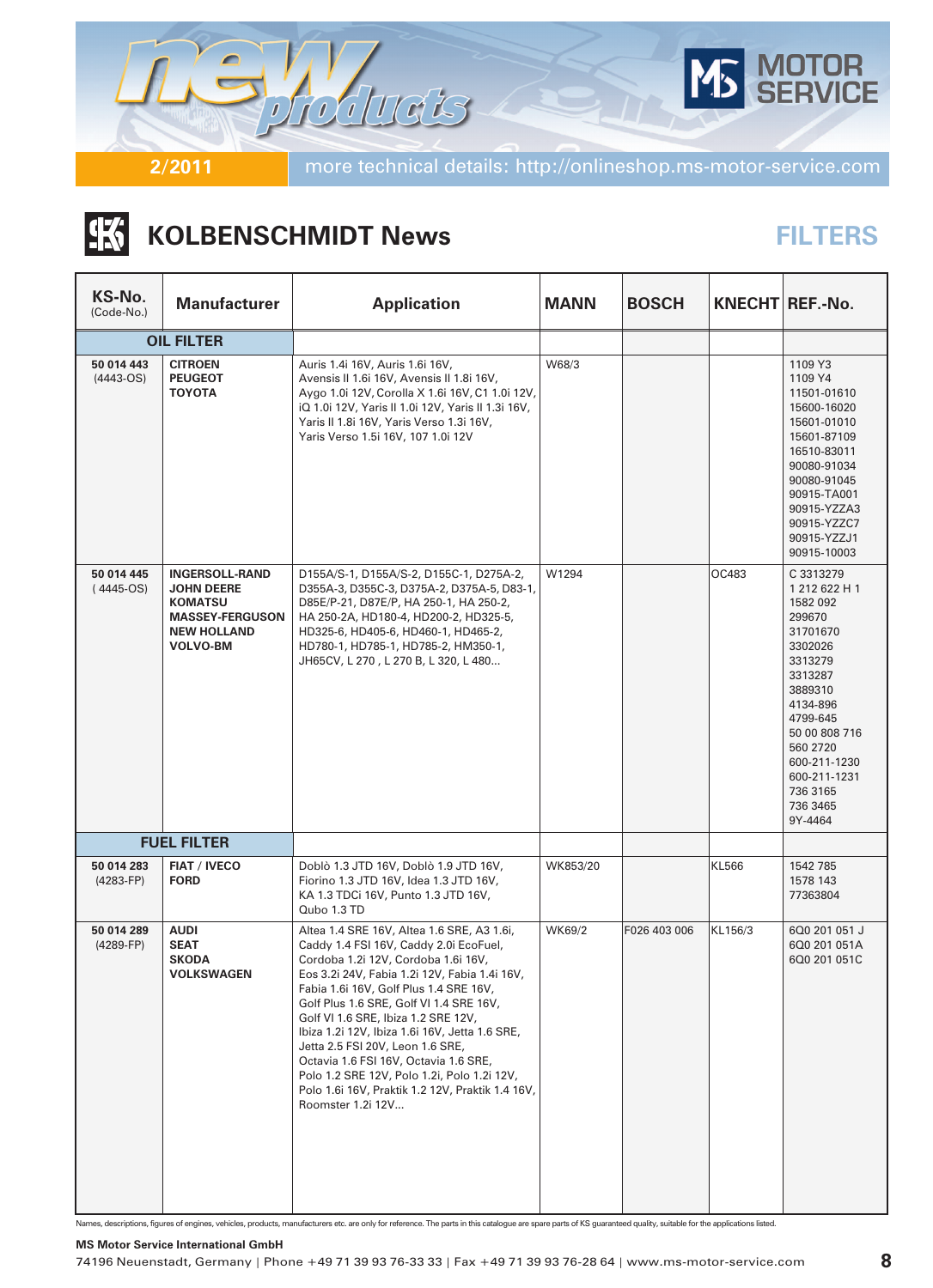# KOLBENSCHMIDT News

## FILTERS

| KS-No. (Code-No.) | Manufacturer | Application | MANN | BOSCH | KNECHT | REF.-No. |
|---|---|---|---|---|---|---|
| **OIL FILTER** | | | | | | |
| **50 014 443** (4443-OS) | **CITROEN PEUGEOT TOYOTA** | Auris 1.4i 16V, Auris 1.6i 16V, Avensis II 1.6i 16V, Avensis II 1.8i 16V, Aygo 1.0i 12V, Corolla X 1.6i 16V, C1 1.0i 12V, iQ 1.0i 12V, Yaris II 1.0i 12V, Yaris II 1.3i 16V, Yaris II 1.8i 16V, Yaris Verso 1.3i 16V, Yaris Verso 1.5i 16V, 107 1.0i 12V | W68/3 | | | 1109 Y3<br>1109 Y4<br>11501-01610<br>15600-16020<br>15601-01010<br>15601-87109<br>16510-83011<br>90080-91034<br>90080-91045<br>90915-TA001<br>90915-YZZA3<br>90915-YZZC7<br>90915-YZZJ1<br>90915-10003 |
| **50 014 445** ( 4445-OS) | **INGERSOLL-RAND JOHN DEERE KOMATSU MASSEY-FERGUSON NEW HOLLAND VOLVO-BM** | D155A/S-1, D155A/S-2, D155C-1, D275A-2, D355A-3, D355C-3, D375A-2, D375A-5, D83-1, D85E/P-21, D87E/P, HA 250-1, HA 250-2, HA 250-2A, HD180-4, HD200-2, HD325-5, HD325-6, HD405-6, HD460-1, HD465-2, HD780-1, HD785-1, HD785-2, HM350-1, JH65CV, L 270 , L 270 B, L 320, L 480... | W1294 | | OC483 | C 3313279<br>1 212 622 H 1<br>1582 092<br>299670<br>31701670<br>3302026<br>3313279<br>3313287<br>3889310<br>4134-896<br>4799-645<br>50 00 808 716<br>560 2720<br>600-211-1230<br>600-211-1231<br>736 3165<br>736 3465<br>9Y-4464 |
| **FUEL FILTER** | | | | | | |
| **50 014 283** (4283-FP) | **FIAT / IVECO FORD** | Doblò 1.3 JTD 16V, Doblò 1.9 JTD 16V, Fiorino 1.3 JTD 16V, Idea 1.3 JTD 16V, KA 1.3 TDCi 16V, Punto 1.3 JTD 16V, Qubo 1.3 TD | WK853/20 | | KL566 | 1542 785<br>1578 143<br>77363804 |
| **50 014 289** (4289-FP) | **AUDI SEAT SKODA VOLKSWAGEN** | Altea 1.4 SRE 16V, Altea 1.6 SRE, A3 1.6i, Caddy 1.4 FSI 16V, Caddy 2.0i EcoFuel, Cordoba 1.2i 12V, Cordoba 1.6i 16V, Eos 3.2i 24V, Fabia 1.2i 12V, Fabia 1.4i 16V, Fabia 1.6i 16V, Golf Plus 1.4 SRE 16V, Golf Plus 1.6 SRE, Golf VI 1.4 SRE 16V, Golf VI 1.6 SRE, Ibiza 1.2 SRE 12V, Ibiza 1.2i 12V, Ibiza 1.6i 16V, Jetta 1.6 SRE, Jetta 2.5 FSI 20V, Leon 1.6 SRE, Octavia 1.6 FSI 16V, Octavia 1.6 SRE, Polo 1.2 SRE 12V, Polo 1.2i, Polo 1.2i 12V, Polo 1.6i 16V, Praktik 1.2 12V, Praktik 1.4 16V, Roomster 1.2i 12V... | WK69/2 | F026 403 006 | KL156/3 | 6Q0 201 051 J<br>6Q0 201 051A<br>6Q0 201 051C |

Names, descriptions, figures of engines, vehicles, products, manufacturers etc. are only for reference. The parts in this catalogue are spare parts of KS guaranteed quality, suitable for the applications listed.

**MS Motor Service International GmbH**
74196 Neuenstadt, Germany | Phone +49 71 39 93 76-33 33 | Fax +49 71 39 93 76-28 64 | www.ms-motor-service.com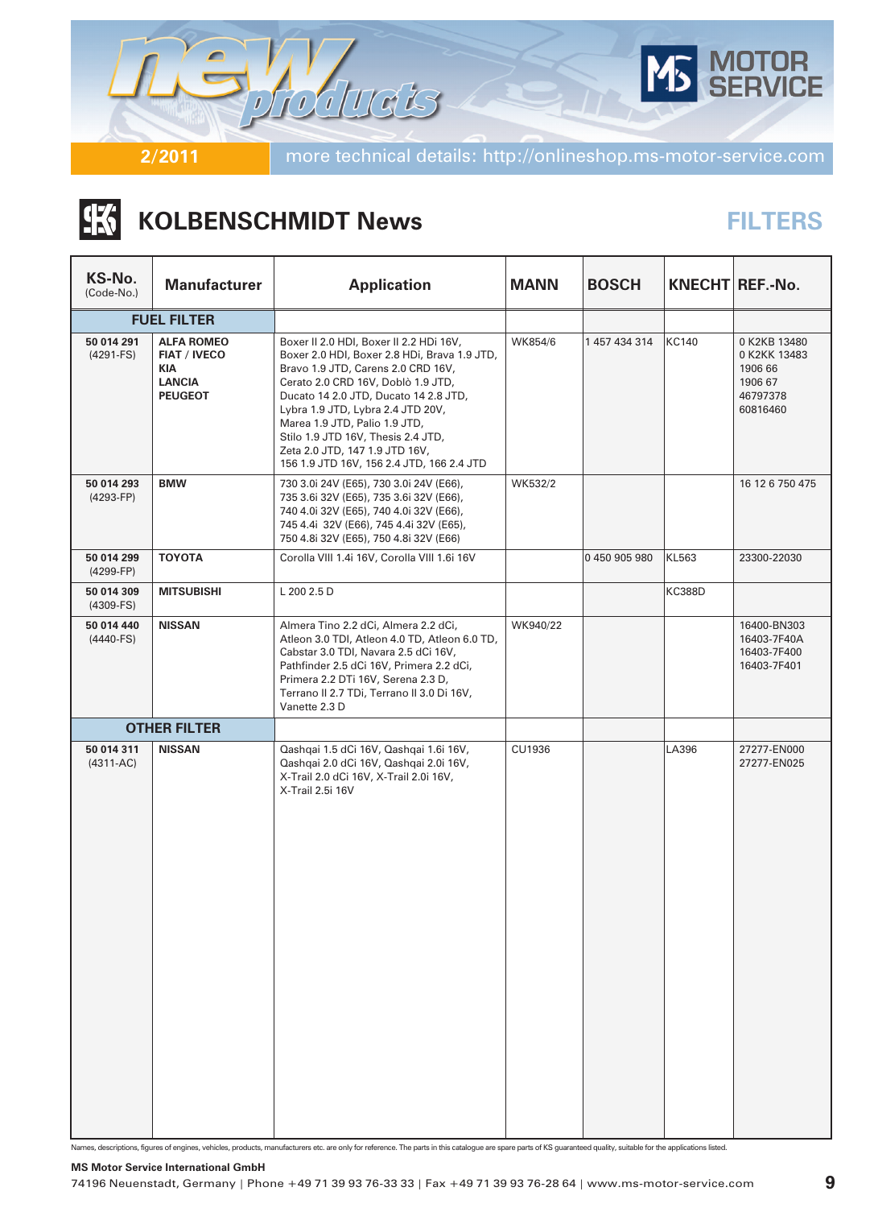new products

**2/2011** more technical details: http://onlineshop.ms-motor-service.com

MOTOR SERVICE

## KOLBENSCHMIDT News

## FILTERS

| KS-No. (Code-No.) | Manufacturer | Application | MANN | BOSCH | KNECHT | REF.-No. |
|---|---|---|---|---|---|---|
| **FUEL FILTER** | | | | | | |
| **50 014 291** (4291-FS) | **ALFA ROMEO FIAT / IVECO KIA LANCIA PEUGEOT** | Boxer II 2.0 HDI, Boxer II 2.2 HDi 16V, Boxer 2.0 HDI, Boxer 2.8 HDi, Brava 1.9 JTD, Bravo 1.9 JTD, Carens 2.0 CRD 16V, Cerato 2.0 CRD 16V, Doblò 1.9 JTD, Ducato 14 2.0 JTD, Ducato 14 2.8 JTD, Lybra 1.9 JTD, Lybra 2.4 JTD 20V, Marea 1.9 JTD, Palio 1.9 JTD, Stilo 1.9 JTD 16V, Thesis 2.4 JTD, Zeta 2.0 JTD, 147 1.9 JTD 16V, 156 1.9 JTD 16V, 156 2.4 JTD, 166 2.4 JTD | WK854/6 | 1 457 434 314 | KC140 | 0 K2KB 13480 0 K2KK 13483 1906 66 1906 67 46797378 60816460 |
| **50 014 293** (4293-FP) | **BMW** | 730 3.0i 24V (E65), 730 3.0i 24V (E66), 735 3.6i 32V (E65), 735 3.6i 32V (E66), 740 4.0i 32V (E65), 740 4.0i 32V (E66), 745 4.4i 32V (E66), 745 4.4i 32V (E65), 750 4.8i 32V (E65), 750 4.8i 32V (E66) | WK532/2 | | | 16 12 6 750 475 |
| **50 014 299** (4299-FP) | **TOYOTA** | Corolla VIII 1.4i 16V, Corolla VIII 1.6i 16V | | 0 450 905 980 | KL563 | 23300-22030 |
| **50 014 309** (4309-FS) | **MITSUBISHI** | L 200 2.5 D | | | KC388D | |
| **50 014 440** (4440-FS) | **NISSAN** | Almera Tino 2.2 dCi, Almera 2.2 dCi, Atleon 3.0 TDI, Atleon 4.0 TD, Atleon 6.0 TD, Cabstar 3.0 TDI, Navara 2.5 dCi 16V, Pathfinder 2.5 dCi 16V, Primera 2.2 dCi, Primera 2.2 DTi 16V, Serena 2.3 D, Terrano II 2.7 TDi, Terrano II 3.0 Di 16V, Vanette 2.3 D | WK940/22 | | | 16400-BN303 16403-7F40A 16403-7F400 16403-7F401 |
| **OTHER FILTER** | | | | | | |
| **50 014 311** (4311-AC) | **NISSAN** | Qashqai 1.5 dCi 16V, Qashqai 1.6i 16V, Qashqai 2.0 dCi 16V, Qashqai 2.0i 16V, X-Trail 2.0 dCi 16V, X-Trail 2.0i 16V, X-Trail 2.5i 16V | CU1936 | | LA396 | 27277-EN000 27277-EN025 |

Names, descriptions, figures of engines, vehicles, products, manufacturers etc. are only for reference. The parts in this catalogue are spare parts of KS guaranteed quality, suitable for the applications listed.

**MS Motor Service International GmbH**
74196 Neuenstadt, Germany | Phone +49 71 39 93 76-33 33 | Fax +49 71 39 93 76-28 64 | www.ms-motor-service.com